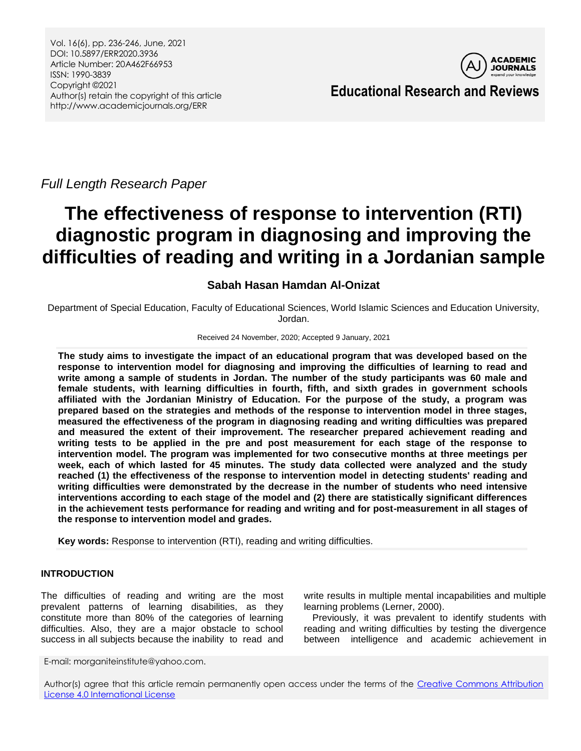Vol. 16(6), pp. 236-246, June, 2021
DOI: 10.5897/ERR2020.3936
Article Number: 20A462F66953
ISSN: 1990-3839
Copyright ©2021
Author(s) retain the copyright of this article
http://www.academicjournals.org/ERR

**Educational Research and Reviews**

*Full Length Research Paper*

# The effectiveness of response to intervention (RTI) diagnostic program in diagnosing and improving the difficulties of reading and writing in a Jordanian sample

**Sabah Hasan Hamdan Al-Onizat**

Department of Special Education, Faculty of Educational Sciences, World Islamic Sciences and Education University, Jordan.

Received 24 November, 2020; Accepted 9 January, 2021

**The study aims to investigate the impact of an educational program that was developed based on the response to intervention model for diagnosing and improving the difficulties of learning to read and write among a sample of students in Jordan. The number of the study participants was 60 male and female students, with learning difficulties in fourth, fifth, and sixth grades in government schools affiliated with the Jordanian Ministry of Education. For the purpose of the study, a program was prepared based on the strategies and methods of the response to intervention model in three stages, measured the effectiveness of the program in diagnosing reading and writing difficulties was prepared and measured the extent of their improvement. The researcher prepared achievement reading and writing tests to be applied in the pre and post measurement for each stage of the response to intervention model. The program was implemented for two consecutive months at three meetings per week, each of which lasted for 45 minutes. The study data collected were analyzed and the study reached (1) the effectiveness of the response to intervention model in detecting students' reading and writing difficulties were demonstrated by the decrease in the number of students who need intensive interventions according to each stage of the model and (2) there are statistically significant differences in the achievement tests performance for reading and writing and for post-measurement in all stages of the response to intervention model and grades.**

**Key words:** Response to intervention (RTI), reading and writing difficulties.

## INTRODUCTION

The difficulties of reading and writing are the most prevalent patterns of learning disabilities, as they constitute more than 80% of the categories of learning difficulties. Also, they are a major obstacle to school success in all subjects because the inability to read and write results in multiple mental incapabilities and multiple learning problems (Lerner, 2000).

Previously, it was prevalent to identify students with reading and writing difficulties by testing the divergence between intelligence and academic achievement in

E-mail: morganiteinstitute@yahoo.com.

Author(s) agree that this article remain permanently open access under the terms of the Creative Commons Attribution License 4.0 International License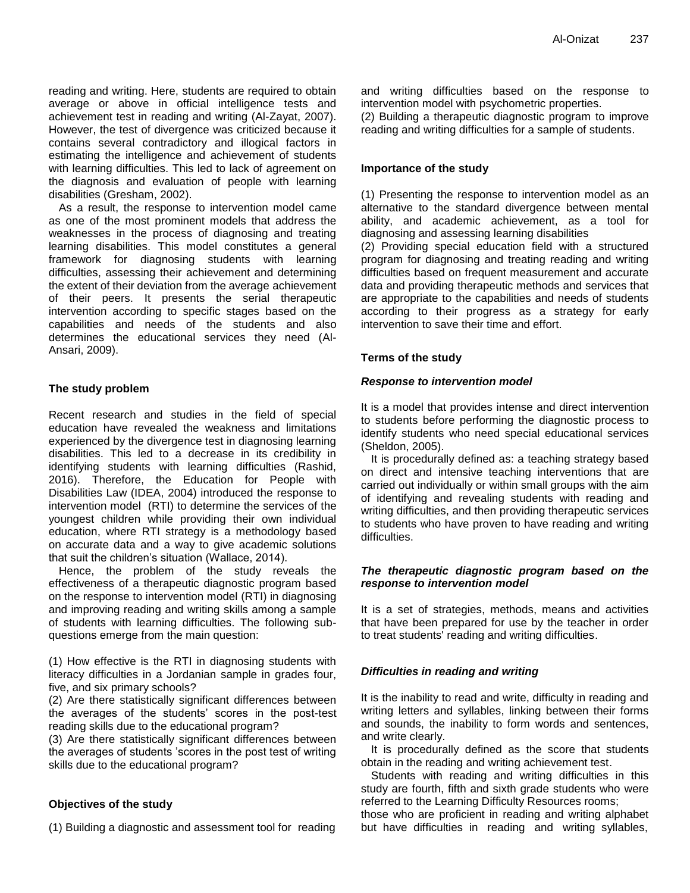reading and writing. Here, students are required to obtain average or above in official intelligence tests and achievement test in reading and writing (Al-Zayat, 2007). However, the test of divergence was criticized because it contains several contradictory and illogical factors in estimating the intelligence and achievement of students with learning difficulties. This led to lack of agreement on the diagnosis and evaluation of people with learning disabilities (Gresham, 2002).

As a result, the response to intervention model came as one of the most prominent models that address the weaknesses in the process of diagnosing and treating learning disabilities. This model constitutes a general framework for diagnosing students with learning difficulties, assessing their achievement and determining the extent of their deviation from the average achievement of their peers. It presents the serial therapeutic intervention according to specific stages based on the capabilities and needs of the students and also determines the educational services they need (Al-Ansari, 2009).

## The study problem

Recent research and studies in the field of special education have revealed the weakness and limitations experienced by the divergence test in diagnosing learning disabilities. This led to a decrease in its credibility in identifying students with learning difficulties (Rashid, 2016). Therefore, the Education for People with Disabilities Law (IDEA, 2004) introduced the response to intervention model (RTI) to determine the services of the youngest children while providing their own individual education, where RTI strategy is a methodology based on accurate data and a way to give academic solutions that suit the children's situation (Wallace, 2014).

Hence, the problem of the study reveals the effectiveness of a therapeutic diagnostic program based on the response to intervention model (RTI) in diagnosing and improving reading and writing skills among a sample of students with learning difficulties. The following sub-questions emerge from the main question:

(1) How effective is the RTI in diagnosing students with literacy difficulties in a Jordanian sample in grades four, five, and six primary schools?
(2) Are there statistically significant differences between the averages of the students' scores in the post-test reading skills due to the educational program?
(3) Are there statistically significant differences between the averages of students 'scores in the post test of writing skills due to the educational program?

## Objectives of the study

(1) Building a diagnostic and assessment tool for reading and writing difficulties based on the response to intervention model with psychometric properties.
(2) Building a therapeutic diagnostic program to improve reading and writing difficulties for a sample of students.

## Importance of the study

(1) Presenting the response to intervention model as an alternative to the standard divergence between mental ability, and academic achievement, as a tool for diagnosing and assessing learning disabilities
(2) Providing special education field with a structured program for diagnosing and treating reading and writing difficulties based on frequent measurement and accurate data and providing therapeutic methods and services that are appropriate to the capabilities and needs of students according to their progress as a strategy for early intervention to save their time and effort.

## Terms of the study

### *Response to intervention model*

It is a model that provides intense and direct intervention to students before performing the diagnostic process to identify students who need special educational services (Sheldon, 2005).

It is procedurally defined as: a teaching strategy based on direct and intensive teaching interventions that are carried out individually or within small groups with the aim of identifying and revealing students with reading and writing difficulties, and then providing therapeutic services to students who have proven to have reading and writing difficulties.

### *The therapeutic diagnostic program based on the response to intervention model*

It is a set of strategies, methods, means and activities that have been prepared for use by the teacher in order to treat students' reading and writing difficulties.

### *Difficulties in reading and writing*

It is the inability to read and write, difficulty in reading and writing letters and syllables, linking between their forms and sounds, the inability to form words and sentences, and write clearly.

It is procedurally defined as the score that students obtain in the reading and writing achievement test.

Students with reading and writing difficulties in this study are fourth, fifth and sixth grade students who were referred to the Learning Difficulty Resources rooms; those who are proficient in reading and writing alphabet but have difficulties in reading and writing syllables,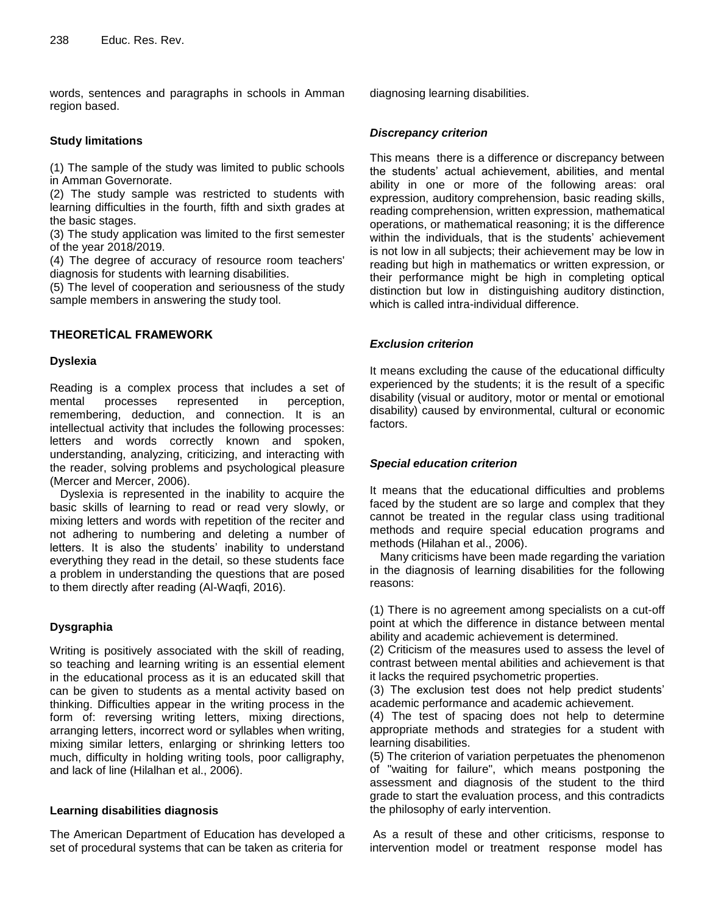words, sentences and paragraphs in schools in Amman region based.

### Study limitations

(1) The sample of the study was limited to public schools in Amman Governorate.
(2) The study sample was restricted to students with learning difficulties in the fourth, fifth and sixth grades at the basic stages.
(3) The study application was limited to the first semester of the year 2018/2019.
(4) The degree of accuracy of resource room teachers' diagnosis for students with learning disabilities.
(5) The level of cooperation and seriousness of the study sample members in answering the study tool.

## THEORETİCAL FRAMEWORK

### Dyslexia

Reading is a complex process that includes a set of mental processes represented in perception, remembering, deduction, and connection. It is an intellectual activity that includes the following processes: letters and words correctly known and spoken, understanding, analyzing, criticizing, and interacting with the reader, solving problems and psychological pleasure (Mercer and Mercer, 2006).

Dyslexia is represented in the inability to acquire the basic skills of learning to read or read very slowly, or mixing letters and words with repetition of the reciter and not adhering to numbering and deleting a number of letters. It is also the students' inability to understand everything they read in the detail, so these students face a problem in understanding the questions that are posed to them directly after reading (Al-Waqfi, 2016).

### Dysgraphia

Writing is positively associated with the skill of reading, so teaching and learning writing is an essential element in the educational process as it is an educated skill that can be given to students as a mental activity based on thinking. Difficulties appear in the writing process in the form of: reversing writing letters, mixing directions, arranging letters, incorrect word or syllables when writing, mixing similar letters, enlarging or shrinking letters too much, difficulty in holding writing tools, poor calligraphy, and lack of line (Hilalhan et al., 2006).

### Learning disabilities diagnosis

The American Department of Education has developed a set of procedural systems that can be taken as criteria for diagnosing learning disabilities.

#### *Discrepancy criterion*

This means there is a difference or discrepancy between the students' actual achievement, abilities, and mental ability in one or more of the following areas: oral expression, auditory comprehension, basic reading skills, reading comprehension, written expression, mathematical operations, or mathematical reasoning; it is the difference within the individuals, that is the students' achievement is not low in all subjects; their achievement may be low in reading but high in mathematics or written expression, or their performance might be high in completing optical distinction but low in distinguishing auditory distinction, which is called intra-individual difference.

#### *Exclusion criterion*

It means excluding the cause of the educational difficulty experienced by the students; it is the result of a specific disability (visual or auditory, motor or mental or emotional disability) caused by environmental, cultural or economic factors.

#### *Special education criterion*

It means that the educational difficulties and problems faced by the student are so large and complex that they cannot be treated in the regular class using traditional methods and require special education programs and methods (Hilahan et al., 2006).

Many criticisms have been made regarding the variation in the diagnosis of learning disabilities for the following reasons:

(1) There is no agreement among specialists on a cut-off point at which the difference in distance between mental ability and academic achievement is determined.
(2) Criticism of the measures used to assess the level of contrast between mental abilities and achievement is that it lacks the required psychometric properties.
(3) The exclusion test does not help predict students' academic performance and academic achievement.
(4) The test of spacing does not help to determine appropriate methods and strategies for a student with learning disabilities.
(5) The criterion of variation perpetuates the phenomenon of "waiting for failure", which means postponing the assessment and diagnosis of the student to the third grade to start the evaluation process, and this contradicts the philosophy of early intervention.

As a result of these and other criticisms, response to intervention model or treatment response model has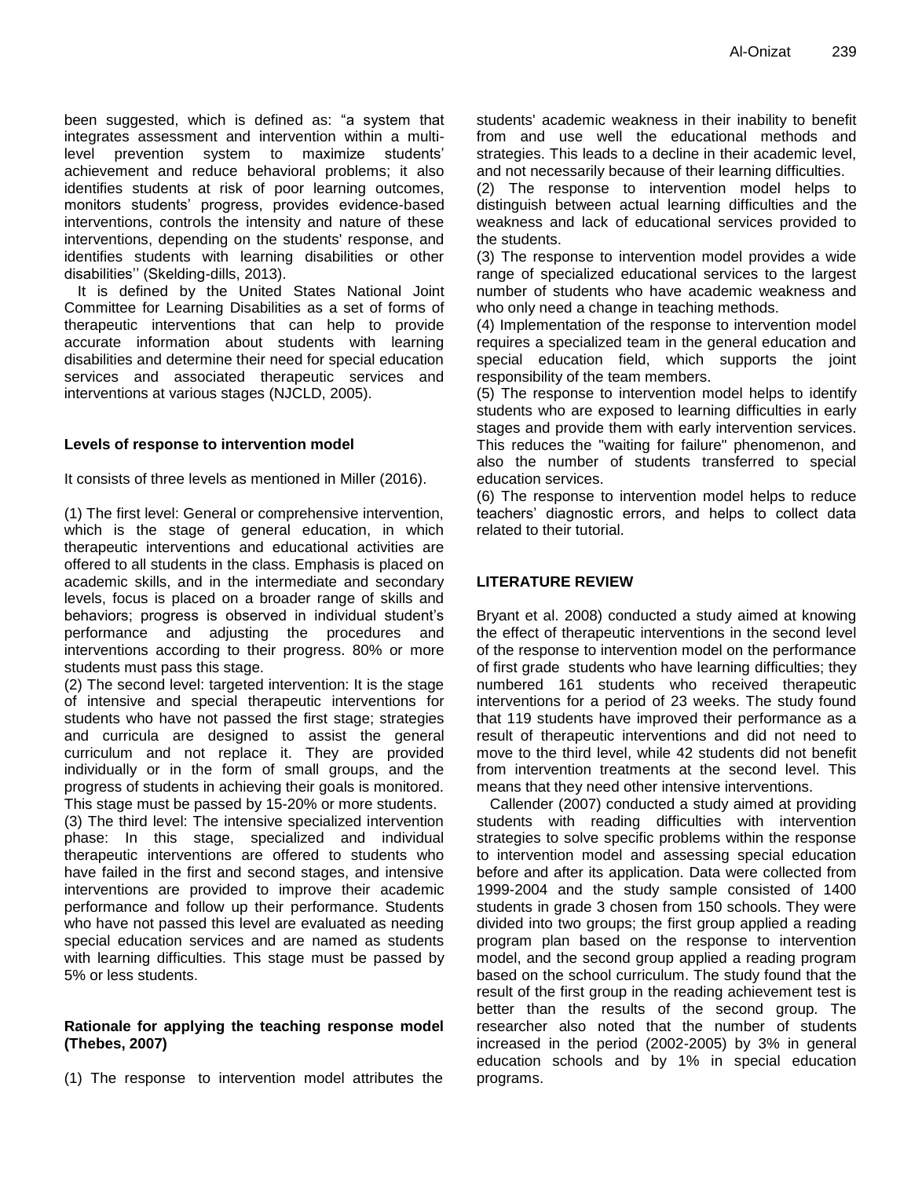been suggested, which is defined as: "a system that integrates assessment and intervention within a multi-level prevention system to maximize students' achievement and reduce behavioral problems; it also identifies students at risk of poor learning outcomes, monitors students' progress, provides evidence-based interventions, controls the intensity and nature of these interventions, depending on the students' response, and identifies students with learning disabilities or other disabilities'' (Skelding-dills, 2013).

It is defined by the United States National Joint Committee for Learning Disabilities as a set of forms of therapeutic interventions that can help to provide accurate information about students with learning disabilities and determine their need for special education services and associated therapeutic services and interventions at various stages (NJCLD, 2005).

### Levels of response to intervention model

It consists of three levels as mentioned in Miller (2016).

(1) The first level: General or comprehensive intervention, which is the stage of general education, in which therapeutic interventions and educational activities are offered to all students in the class. Emphasis is placed on academic skills, and in the intermediate and secondary levels, focus is placed on a broader range of skills and behaviors; progress is observed in individual student's performance and adjusting the procedures and interventions according to their progress. 80% or more students must pass this stage.
(2) The second level: targeted intervention: It is the stage of intensive and special therapeutic interventions for students who have not passed the first stage; strategies and curricula are designed to assist the general curriculum and not replace it. They are provided individually or in the form of small groups, and the progress of students in achieving their goals is monitored. This stage must be passed by 15-20% or more students.
(3) The third level: The intensive specialized intervention phase: In this stage, specialized and individual therapeutic interventions are offered to students who have failed in the first and second stages, and intensive interventions are provided to improve their academic performance and follow up their performance. Students who have not passed this level are evaluated as needing special education services and are named as students with learning difficulties. This stage must be passed by 5% or less students.

### Rationale for applying the teaching response model (Thebes, 2007)

(1) The response to intervention model attributes the students' academic weakness in their inability to benefit from and use well the educational methods and strategies. This leads to a decline in their academic level, and not necessarily because of their learning difficulties.
(2) The response to intervention model helps to distinguish between actual learning difficulties and the weakness and lack of educational services provided to the students.
(3) The response to intervention model provides a wide range of specialized educational services to the largest number of students who have academic weakness and who only need a change in teaching methods.
(4) Implementation of the response to intervention model requires a specialized team in the general education and special education field, which supports the joint responsibility of the team members.
(5) The response to intervention model helps to identify students who are exposed to learning difficulties in early stages and provide them with early intervention services. This reduces the "waiting for failure" phenomenon, and also the number of students transferred to special education services.
(6) The response to intervention model helps to reduce teachers' diagnostic errors, and helps to collect data related to their tutorial.

## LITERATURE REVIEW

Bryant et al. 2008) conducted a study aimed at knowing the effect of therapeutic interventions in the second level of the response to intervention model on the performance of first grade students who have learning difficulties; they numbered 161 students who received therapeutic interventions for a period of 23 weeks. The study found that 119 students have improved their performance as a result of therapeutic interventions and did not need to move to the third level, while 42 students did not benefit from intervention treatments at the second level. This means that they need other intensive interventions.

Callender (2007) conducted a study aimed at providing students with reading difficulties with intervention strategies to solve specific problems within the response to intervention model and assessing special education before and after its application. Data were collected from 1999-2004 and the study sample consisted of 1400 students in grade 3 chosen from 150 schools. They were divided into two groups; the first group applied a reading program plan based on the response to intervention model, and the second group applied a reading program based on the school curriculum. The study found that the result of the first group in the reading achievement test is better than the results of the second group. The researcher also noted that the number of students increased in the period (2002-2005) by 3% in general education schools and by 1% in special education programs.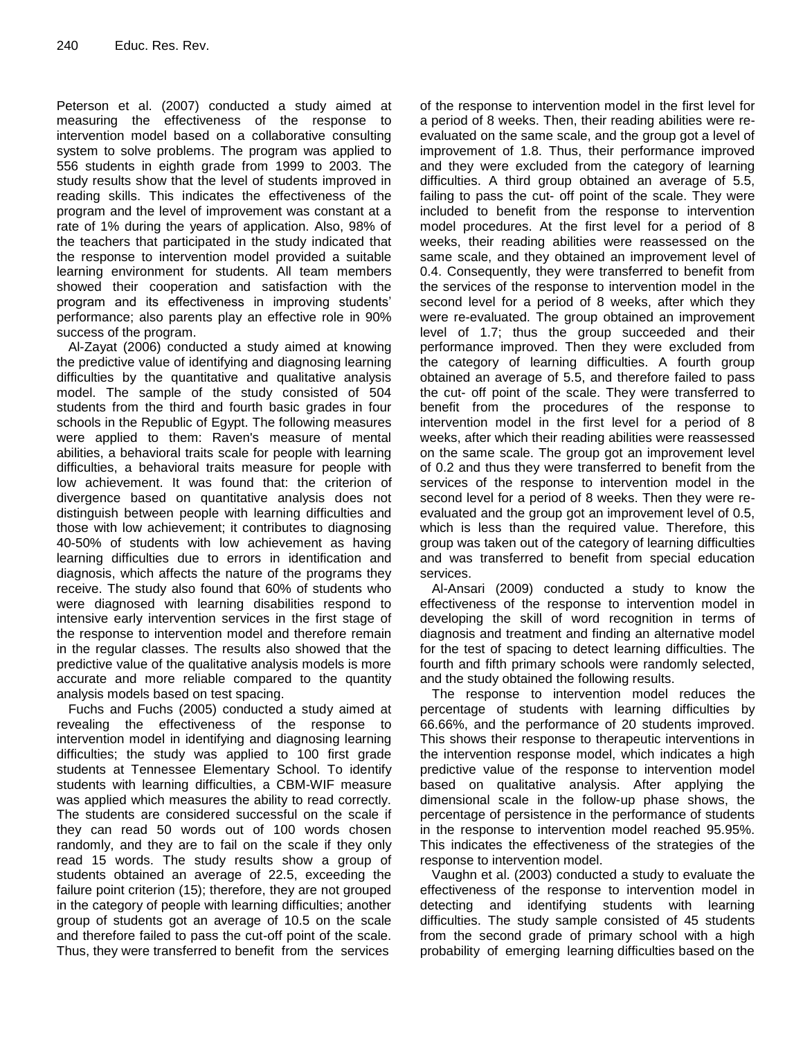Peterson et al. (2007) conducted a study aimed at measuring the effectiveness of the response to intervention model based on a collaborative consulting system to solve problems. The program was applied to 556 students in eighth grade from 1999 to 2003. The study results show that the level of students improved in reading skills. This indicates the effectiveness of the program and the level of improvement was constant at a rate of 1% during the years of application. Also, 98% of the teachers that participated in the study indicated that the response to intervention model provided a suitable learning environment for students. All team members showed their cooperation and satisfaction with the program and its effectiveness in improving students' performance; also parents play an effective role in 90% success of the program.

Al-Zayat (2006) conducted a study aimed at knowing the predictive value of identifying and diagnosing learning difficulties by the quantitative and qualitative analysis model. The sample of the study consisted of 504 students from the third and fourth basic grades in four schools in the Republic of Egypt. The following measures were applied to them: Raven's measure of mental abilities, a behavioral traits scale for people with learning difficulties, a behavioral traits measure for people with low achievement. It was found that: the criterion of divergence based on quantitative analysis does not distinguish between people with learning difficulties and those with low achievement; it contributes to diagnosing 40-50% of students with low achievement as having learning difficulties due to errors in identification and diagnosis, which affects the nature of the programs they receive. The study also found that 60% of students who were diagnosed with learning disabilities respond to intensive early intervention services in the first stage of the response to intervention model and therefore remain in the regular classes. The results also showed that the predictive value of the qualitative analysis models is more accurate and more reliable compared to the quantity analysis models based on test spacing.

Fuchs and Fuchs (2005) conducted a study aimed at revealing the effectiveness of the response to intervention model in identifying and diagnosing learning difficulties; the study was applied to 100 first grade students at Tennessee Elementary School. To identify students with learning difficulties, a CBM-WIF measure was applied which measures the ability to read correctly. The students are considered successful on the scale if they can read 50 words out of 100 words chosen randomly, and they are to fail on the scale if they only read 15 words. The study results show a group of students obtained an average of 22.5, exceeding the failure point criterion (15); therefore, they are not grouped in the category of people with learning difficulties; another group of students got an average of 10.5 on the scale and therefore failed to pass the cut-off point of the scale. Thus, they were transferred to benefit from the services of the response to intervention model in the first level for a period of 8 weeks. Then, their reading abilities were re-evaluated on the same scale, and the group got a level of improvement of 1.8. Thus, their performance improved and they were excluded from the category of learning difficulties. A third group obtained an average of 5.5, failing to pass the cut- off point of the scale. They were included to benefit from the response to intervention model procedures. At the first level for a period of 8 weeks, their reading abilities were reassessed on the same scale, and they obtained an improvement level of 0.4. Consequently, they were transferred to benefit from the services of the response to intervention model in the second level for a period of 8 weeks, after which they were re-evaluated. The group obtained an improvement level of 1.7; thus the group succeeded and their performance improved. Then they were excluded from the category of learning difficulties. A fourth group obtained an average of 5.5, and therefore failed to pass the cut- off point of the scale. They were transferred to benefit from the procedures of the response to intervention model in the first level for a period of 8 weeks, after which their reading abilities were reassessed on the same scale. The group got an improvement level of 0.2 and thus they were transferred to benefit from the services of the response to intervention model in the second level for a period of 8 weeks. Then they were re-evaluated and the group got an improvement level of 0.5, which is less than the required value. Therefore, this group was taken out of the category of learning difficulties and was transferred to benefit from special education services.

Al-Ansari (2009) conducted a study to know the effectiveness of the response to intervention model in developing the skill of word recognition in terms of diagnosis and treatment and finding an alternative model for the test of spacing to detect learning difficulties. The fourth and fifth primary schools were randomly selected, and the study obtained the following results.

The response to intervention model reduces the percentage of students with learning difficulties by 66.66%, and the performance of 20 students improved. This shows their response to therapeutic interventions in the intervention response model, which indicates a high predictive value of the response to intervention model based on qualitative analysis. After applying the dimensional scale in the follow-up phase shows, the percentage of persistence in the performance of students in the response to intervention model reached 95.95%. This indicates the effectiveness of the strategies of the response to intervention model.

Vaughn et al. (2003) conducted a study to evaluate the effectiveness of the response to intervention model in detecting and identifying students with learning difficulties. The study sample consisted of 45 students from the second grade of primary school with a high probability of emerging learning difficulties based on the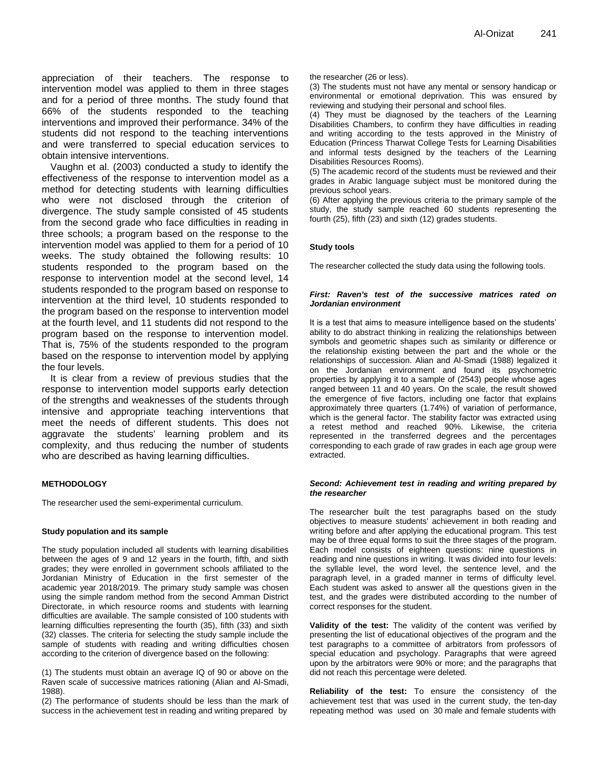appreciation of their teachers. The response to intervention model was applied to them in three stages and for a period of three months. The study found that 66% of the students responded to the teaching interventions and improved their performance. 34% of the students did not respond to the teaching interventions and were transferred to special education services to obtain intensive interventions.

Vaughn et al. (2003) conducted a study to identify the effectiveness of the response to intervention model as a method for detecting students with learning difficulties who were not disclosed through the criterion of divergence. The study sample consisted of 45 students from the second grade who face difficulties in reading in three schools; a program based on the response to the intervention model was applied to them for a period of 10 weeks. The study obtained the following results: 10 students responded to the program based on the response to intervention model at the second level, 14 students responded to the program based on response to intervention at the third level, 10 students responded to the program based on the response to intervention model at the fourth level, and 11 students did not respond to the program based on the response to intervention model. That is, 75% of the students responded to the program based on the response to intervention model by applying the four levels.

It is clear from a review of previous studies that the response to intervention model supports early detection of the strengths and weaknesses of the students through intensive and appropriate teaching interventions that meet the needs of different students. This does not aggravate the students' learning problem and its complexity, and thus reducing the number of students who are described as having learning difficulties.

## METHODOLOGY

The researcher used the semi-experimental curriculum.

### Study population and its sample

The study population included all students with learning disabilities between the ages of 9 and 12 years in the fourth, fifth, and sixth grades; they were enrolled in government schools affiliated to the Jordanian Ministry of Education in the first semester of the academic year 2018/2019. The primary study sample was chosen using the simple random method from the second Amman District Directorate, in which resource rooms and students with learning difficulties are available. The sample consisted of 100 students with learning difficulties representing the fourth (35), fifth (33) and sixth (32) classes. The criteria for selecting the study sample include the sample of students with reading and writing difficulties chosen according to the criterion of divergence based on the following:

(1) The students must obtain an average IQ of 90 or above on the Raven scale of successive matrices rationing (Alian and Al-Smadi, 1988).

(2) The performance of students should be less than the mark of success in the achievement test in reading and writing prepared by the researcher (26 or less).

(3) The students must not have any mental or sensory handicap or environmental or emotional deprivation. This was ensured by reviewing and studying their personal and school files.

(4) They must be diagnosed by the teachers of the Learning Disabilities Chambers, to confirm they have difficulties in reading and writing according to the tests approved in the Ministry of Education (Princess Tharwat College Tests for Learning Disabilities and informal tests designed by the teachers of the Learning Disabilities Resources Rooms).

(5) The academic record of the students must be reviewed and their grades in Arabic language subject must be monitored during the previous school years.

(6) After applying the previous criteria to the primary sample of the study, the study sample reached 60 students representing the fourth (25), fifth (23) and sixth (12) grades students.

### Study tools

The researcher collected the study data using the following tools.

#### *First: Raven's test of the successive matrices rated on Jordanian environment*

It is a test that aims to measure intelligence based on the students' ability to do abstract thinking in realizing the relationships between symbols and geometric shapes such as similarity or difference or the relationship existing between the part and the whole or the relationships of succession. Alian and Al-Smadi (1988) legalized it on the Jordanian environment and found its psychometric properties by applying it to a sample of (2543) people whose ages ranged between 11 and 40 years. On the scale, the result showed the emergence of five factors, including one factor that explains approximately three quarters (1.74%) of variation of performance, which is the general factor. The stability factor was extracted using a retest method and reached 90%. Likewise, the criteria represented in the transferred degrees and the percentages corresponding to each grade of raw grades in each age group were extracted.

#### *Second: Achievement test in reading and writing prepared by the researcher*

The researcher built the test paragraphs based on the study objectives to measure students' achievement in both reading and writing before and after applying the educational program. This test may be of three equal forms to suit the three stages of the program. Each model consists of eighteen questions: nine questions in reading and nine questions in writing. It was divided into four levels: the syllable level, the word level, the sentence level, and the paragraph level, in a graded manner in terms of difficulty level. Each student was asked to answer all the questions given in the test, and the grades were distributed according to the number of correct responses for the student.

**Validity of the test:** The validity of the content was verified by presenting the list of educational objectives of the program and the test paragraphs to a committee of arbitrators from professors of special education and psychology. Paragraphs that were agreed upon by the arbitrators were 90% or more; and the paragraphs that did not reach this percentage were deleted.

**Reliability of the test:** To ensure the consistency of the achievement test that was used in the current study, the ten-day repeating method was used on 30 male and female students with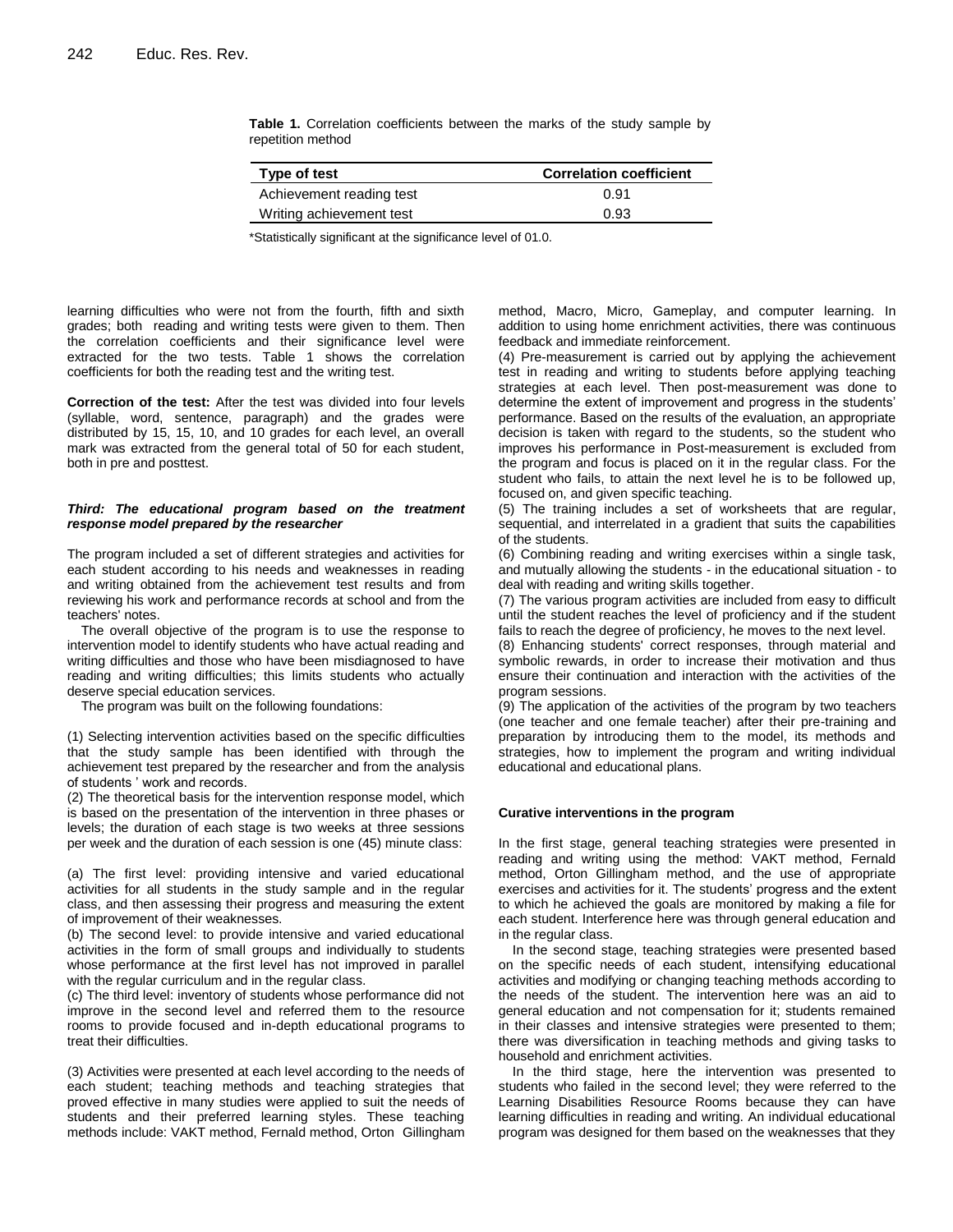**Table 1.** Correlation coefficients between the marks of the study sample by repetition method

| Type of test | Correlation coefficient |
|---|---|
| Achievement reading test | 0.91 |
| Writing achievement test | 0.93 |

*Statistically significant at the significance level of 01.0.

learning difficulties who were not from the fourth, fifth and sixth grades; both reading and writing tests were given to them. Then the correlation coefficients and their significance level were extracted for the two tests. Table 1 shows the correlation coefficients for both the reading test and the writing test.

**Correction of the test:** After the test was divided into four levels (syllable, word, sentence, paragraph) and the grades were distributed by 15, 15, 10, and 10 grades for each level, an overall mark was extracted from the general total of 50 for each student, both in pre and posttest.

### *Third: The educational program based on the treatment response model prepared by the researcher*

The program included a set of different strategies and activities for each student according to his needs and weaknesses in reading and writing obtained from the achievement test results and from reviewing his work and performance records at school and from the teachers' notes.

The overall objective of the program is to use the response to intervention model to identify students who have actual reading and writing difficulties and those who have been misdiagnosed to have reading and writing difficulties; this limits students who actually deserve special education services.

The program was built on the following foundations:

(1) Selecting intervention activities based on the specific difficulties that the study sample has been identified with through the achievement test prepared by the researcher and from the analysis of students ' work and records.

(2) The theoretical basis for the intervention response model, which is based on the presentation of the intervention in three phases or levels; the duration of each stage is two weeks at three sessions per week and the duration of each session is one (45) minute class:

(a) The first level: providing intensive and varied educational activities for all students in the study sample and in the regular class, and then assessing their progress and measuring the extent of improvement of their weaknesses.

(b) The second level: to provide intensive and varied educational activities in the form of small groups and individually to students whose performance at the first level has not improved in parallel with the regular curriculum and in the regular class.

(c) The third level: inventory of students whose performance did not improve in the second level and referred them to the resource rooms to provide focused and in-depth educational programs to treat their difficulties.

(3) Activities were presented at each level according to the needs of each student; teaching methods and teaching strategies that proved effective in many studies were applied to suit the needs of students and their preferred learning styles. These teaching methods include: VAKT method, Fernald method, Orton Gillingham method, Macro, Micro, Gameplay, and computer learning. In addition to using home enrichment activities, there was continuous feedback and immediate reinforcement.

(4) Pre-measurement is carried out by applying the achievement test in reading and writing to students before applying teaching strategies at each level. Then post-measurement was done to determine the extent of improvement and progress in the students' performance. Based on the results of the evaluation, an appropriate decision is taken with regard to the students, so the student who improves his performance in Post-measurement is excluded from the program and focus is placed on it in the regular class. For the student who fails, to attain the next level he is to be followed up, focused on, and given specific teaching.

(5) The training includes a set of worksheets that are regular, sequential, and interrelated in a gradient that suits the capabilities of the students.

(6) Combining reading and writing exercises within a single task, and mutually allowing the students - in the educational situation - to deal with reading and writing skills together.

(7) The various program activities are included from easy to difficult until the student reaches the level of proficiency and if the student fails to reach the degree of proficiency, he moves to the next level.

(8) Enhancing students' correct responses, through material and symbolic rewards, in order to increase their motivation and thus ensure their continuation and interaction with the activities of the program sessions.

(9) The application of the activities of the program by two teachers (one teacher and one female teacher) after their pre-training and preparation by introducing them to the model, its methods and strategies, how to implement the program and writing individual educational and educational plans.

#### Curative interventions in the program

In the first stage, general teaching strategies were presented in reading and writing using the method: VAKT method, Fernald method, Orton Gillingham method, and the use of appropriate exercises and activities for it. The students' progress and the extent to which he achieved the goals are monitored by making a file for each student. Interference here was through general education and in the regular class.

In the second stage, teaching strategies were presented based on the specific needs of each student, intensifying educational activities and modifying or changing teaching methods according to the needs of the student. The intervention here was an aid to general education and not compensation for it; students remained in their classes and intensive strategies were presented to them; there was diversification in teaching methods and giving tasks to household and enrichment activities.

In the third stage, here the intervention was presented to students who failed in the second level; they were referred to the Learning Disabilities Resource Rooms because they can have learning difficulties in reading and writing. An individual educational program was designed for them based on the weaknesses that they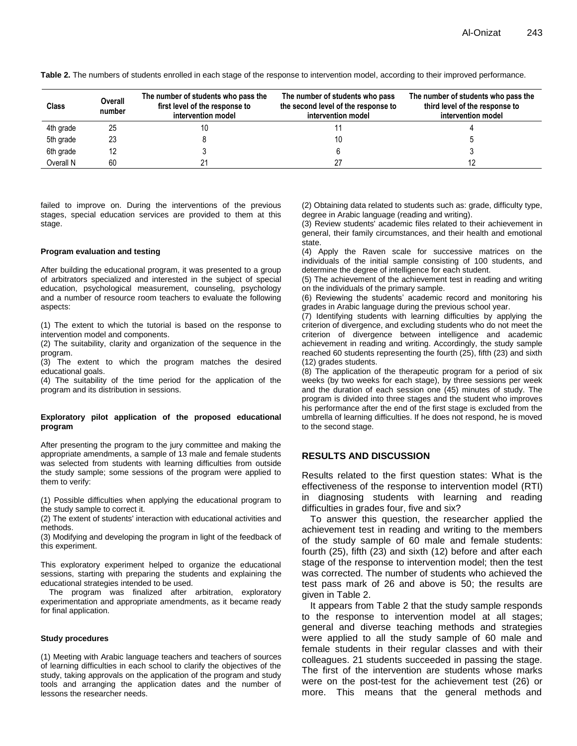**Table 2.** The numbers of students enrolled in each stage of the response to intervention model, according to their improved performance.

| Class | Overall number | The number of students who pass the first level of the response to intervention model | The number of students who pass the second level of the response to intervention model | The number of students who pass the third level of the response to intervention model |
|---|---|---|---|---|
| 4th grade | 25 | 10 | 11 | 4 |
| 5th grade | 23 | 8 | 10 | 5 |
| 6th grade | 12 | 3 | 6 | 3 |
| Overall N | 60 | 21 | 27 | 12 |

failed to improve on. During the interventions of the previous stages, special education services are provided to them at this stage.

#### Program evaluation and testing

After building the educational program, it was presented to a group of arbitrators specialized and interested in the subject of special education, psychological measurement, counseling, psychology and a number of resource room teachers to evaluate the following aspects:

(1) The extent to which the tutorial is based on the response to intervention model and components.
(2) The suitability, clarity and organization of the sequence in the program.
(3) The extent to which the program matches the desired educational goals.
(4) The suitability of the time period for the application of the program and its distribution in sessions.

#### Exploratory pilot application of the proposed educational program

After presenting the program to the jury committee and making the appropriate amendments, a sample of 13 male and female students was selected from students with learning difficulties from outside the study sample; some sessions of the program were applied to them to verify:

(1) Possible difficulties when applying the educational program to the study sample to correct it.
(2) The extent of students' interaction with educational activities and methods.
(3) Modifying and developing the program in light of the feedback of this experiment.

This exploratory experiment helped to organize the educational sessions, starting with preparing the students and explaining the educational strategies intended to be used.

The program was finalized after arbitration, exploratory experimentation and appropriate amendments, as it became ready for final application.

#### Study procedures

(1) Meeting with Arabic language teachers and teachers of sources of learning difficulties in each school to clarify the objectives of the study, taking approvals on the application of the program and study tools and arranging the application dates and the number of lessons the researcher needs.
(2) Obtaining data related to students such as: grade, difficulty type, degree in Arabic language (reading and writing).
(3) Review students' academic files related to their achievement in general, their family circumstances, and their health and emotional state.
(4) Apply the Raven scale for successive matrices on the individuals of the initial sample consisting of 100 students, and determine the degree of intelligence for each student.
(5) The achievement of the achievement test in reading and writing on the individuals of the primary sample.
(6) Reviewing the students' academic record and monitoring his grades in Arabic language during the previous school year.
(7) Identifying students with learning difficulties by applying the criterion of divergence, and excluding students who do not meet the criterion of divergence between intelligence and academic achievement in reading and writing. Accordingly, the study sample reached 60 students representing the fourth (25), fifth (23) and sixth (12) grades students.
(8) The application of the therapeutic program for a period of six weeks (by two weeks for each stage), by three sessions per week and the duration of each session one (45) minutes of study. The program is divided into three stages and the student who improves his performance after the end of the first stage is excluded from the umbrella of learning difficulties. If he does not respond, he is moved to the second stage.

## RESULTS AND DISCUSSION

Results related to the first question states: What is the effectiveness of the response to intervention model (RTI) in diagnosing students with learning and reading difficulties in grades four, five and six?

To answer this question, the researcher applied the achievement test in reading and writing to the members of the study sample of 60 male and female students: fourth (25), fifth (23) and sixth (12) before and after each stage of the response to intervention model; then the test was corrected. The number of students who achieved the test pass mark of 26 and above is 50; the results are given in Table 2.

It appears from Table 2 that the study sample responds to the response to intervention model at all stages; general and diverse teaching methods and strategies were applied to all the study sample of 60 male and female students in their regular classes and with their colleagues. 21 students succeeded in passing the stage. The first of the intervention are students whose marks were on the post-test for the achievement test (26) or more. This means that the general methods and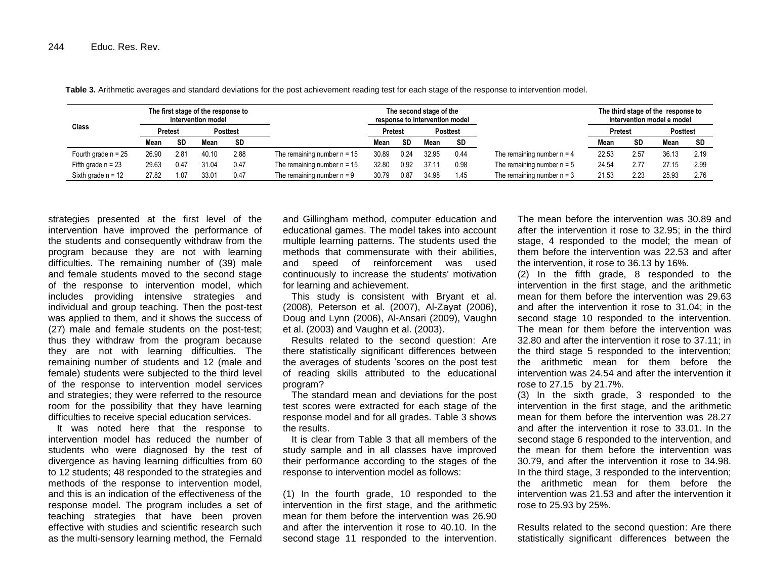**Table 3.** Arithmetic averages and standard deviations for the post achievement reading test for each stage of the response to intervention model.

| Class | The first stage of the response to intervention model | | | | | The second stage of the response to intervention model | | | | | The third stage of the response to intervention model e model | | | |
|---|---|---|---|---|---|---|---|---|---|---|---|---|---|---|
| | Pretest | | Posttest | | | Pretest | | Posttest | | | Pretest | | Posttest | |
| | Mean | SD | Mean | SD | | Mean | SD | Mean | SD | | Mean | SD | Mean | SD |
| Fourth grade n = 25 | 26.90 | 2.81 | 40.10 | 2.88 | The remaining number n = 15 | 30.89 | 0.24 | 32.95 | 0.44 | The remaining number n = 4 | 22.53 | 2.57 | 36.13 | 2.19 |
| Fifth grade n = 23 | 29.63 | 0.47 | 31.04 | 0.47 | The remaining number n = 15 | 32.80 | 0.92 | 37.11 | 0.98 | The remaining number n = 5 | 24.54 | 2.77 | 27.15 | 2.99 |
| Sixth grade n = 12 | 27.82 | 1.07 | 33.01 | 0.47 | The remaining number n = 9 | 30.79 | 0.87 | 34.98 | 1.45 | The remaining number n = 3 | 21.53 | 2.23 | 25.93 | 2.76 |

strategies presented at the first level of the intervention have improved the performance of the students and consequently withdraw from the program because they are not with learning difficulties. The remaining number of (39) male and female students moved to the second stage of the response to intervention model, which includes providing intensive strategies and individual and group teaching. Then the post-test was applied to them, and it shows the success of (27) male and female students on the post-test; thus they withdraw from the program because they are not with learning difficulties. The remaining number of students and 12 (male and female) students were subjected to the third level of the response to intervention model services and strategies; they were referred to the resource room for the possibility that they have learning difficulties to receive special education services.

It was noted here that the response to intervention model has reduced the number of students who were diagnosed by the test of divergence as having learning difficulties from 60 to 12 students; 48 responded to the strategies and methods of the response to intervention model, and this is an indication of the effectiveness of the response model. The program includes a set of teaching strategies that have been proven effective with studies and scientific research such as the multi-sensory learning method, the Fernald and Gillingham method, computer education and educational games. The model takes into account multiple learning patterns. The students used the methods that commensurate with their abilities, and speed of reinforcement was used continuously to increase the students' motivation for learning and achievement.

This study is consistent with Bryant et al. (2008), Peterson et al. (2007), Al-Zayat (2006), Doug and Lynn (2006), Al-Ansari (2009), Vaughn et al. (2003) and Vaughn et al. (2003).

Results related to the second question: Are there statistically significant differences between the averages of students 'scores on the post test of reading skills attributed to the educational program?

The standard mean and deviations for the post test scores were extracted for each stage of the response model and for all grades. Table 3 shows the results.

It is clear from Table 3 that all members of the study sample and in all classes have improved their performance according to the stages of the response to intervention model as follows:

(1) In the fourth grade, 10 responded to the intervention in the first stage, and the arithmetic mean for them before the intervention was 26.90 and after the intervention it rose to 40.10. In the second stage 11 responded to the intervention. The mean before the intervention was 30.89 and after the intervention it rose to 32.95; in the third stage, 4 responded to the model; the mean of them before the intervention was 22.53 and after the intervention, it rose to 36.13 by 16%.

(2) In the fifth grade, 8 responded to the intervention in the first stage, and the arithmetic mean for them before the intervention was 29.63 and after the intervention it rose to 31.04; in the second stage 10 responded to the intervention. The mean for them before the intervention was 32.80 and after the intervention it rose to 37.11; in the third stage 5 responded to the intervention; the arithmetic mean for them before the intervention was 24.54 and after the intervention it rose to 27.15 by 21.7%.

(3) In the sixth grade, 3 responded to the intervention in the first stage, and the arithmetic mean for them before the intervention was 28.27 and after the intervention it rose to 33.01. In the second stage 6 responded to the intervention, and the mean for them before the intervention was 30.79, and after the intervention it rose to 34.98. In the third stage, 3 responded to the intervention; the arithmetic mean for them before the intervention was 21.53 and after the intervention it rose to 25.93 by 25%.

Results related to the second question: Are there statistically significant differences between the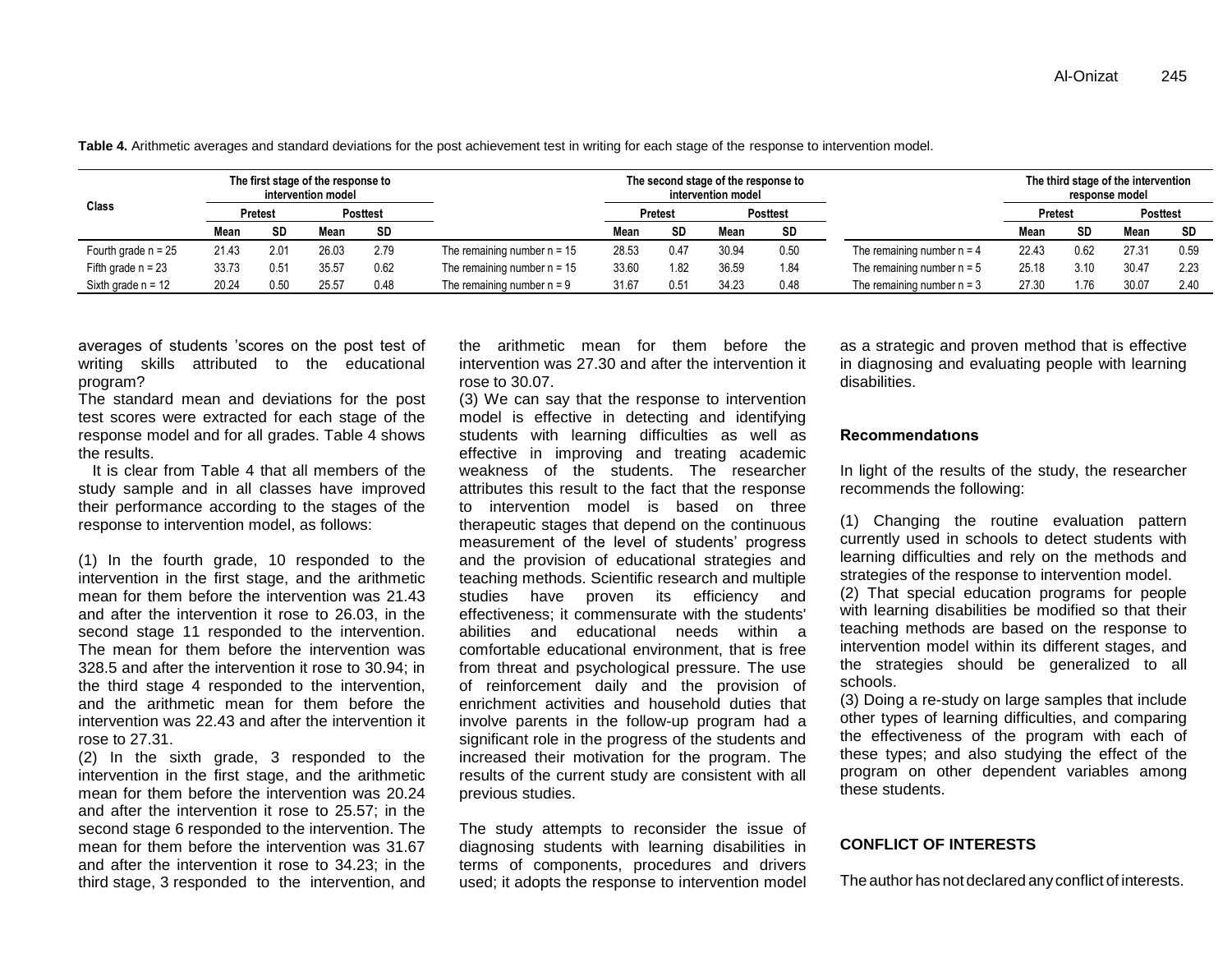**Table 4.** Arithmetic averages and standard deviations for the post achievement test in writing for each stage of the response to intervention model.

| Class | The first stage of the response to intervention model | | | | | The second stage of the response to intervention model | | | | | The third stage of the intervention response model | | | |
|---|---|---|---|---|---|---|---|---|---|---|---|---|---|---|
| | Pretest | | Posttest | | | Pretest | | Posttest | | | Pretest | | Posttest | |
| | Mean | SD | Mean | SD | | Mean | SD | Mean | SD | | Mean | SD | Mean | SD |
| Fourth grade n = 25 | 21.43 | 2.01 | 26.03 | 2.79 | The remaining number n = 15 | 28.53 | 0.47 | 30.94 | 0.50 | The remaining number n = 4 | 22.43 | 0.62 | 27.31 | 0.59 |
| Fifth grade n = 23 | 33.73 | 0.51 | 35.57 | 0.62 | The remaining number n = 15 | 33.60 | 1.82 | 36.59 | 1.84 | The remaining number n = 5 | 25.18 | 3.10 | 30.47 | 2.23 |
| Sixth grade n = 12 | 20.24 | 0.50 | 25.57 | 0.48 | The remaining number n = 9 | 31.67 | 0.51 | 34.23 | 0.48 | The remaining number n = 3 | 27.30 | 1.76 | 30.07 | 2.40 |

averages of students 'scores on the post test of writing skills attributed to the educational program?

The standard mean and deviations for the post test scores were extracted for each stage of the response model and for all grades. Table 4 shows the results.

It is clear from Table 4 that all members of the study sample and in all classes have improved their performance according to the stages of the response to intervention model, as follows:

(1) In the fourth grade, 10 responded to the intervention in the first stage, and the arithmetic mean for them before the intervention was 21.43 and after the intervention it rose to 26.03, in the second stage 11 responded to the intervention. The mean for them before the intervention was 328.5 and after the intervention it rose to 30.94; in the third stage 4 responded to the intervention, and the arithmetic mean for them before the intervention was 22.43 and after the intervention it rose to 27.31.

(2) In the sixth grade, 3 responded to the intervention in the first stage, and the arithmetic mean for them before the intervention was 20.24 and after the intervention it rose to 25.57; in the second stage 6 responded to the intervention. The mean for them before the intervention was 31.67 and after the intervention it rose to 34.23; in the third stage, 3 responded to the intervention, and the arithmetic mean for them before the intervention was 27.30 and after the intervention it rose to 30.07.

(3) We can say that the response to intervention model is effective in detecting and identifying students with learning difficulties as well as effective in improving and treating academic weakness of the students. The researcher attributes this result to the fact that the response to intervention model is based on three therapeutic stages that depend on the continuous measurement of the level of students' progress and the provision of educational strategies and teaching methods. Scientific research and multiple studies have proven its efficiency and effectiveness; it commensurate with the students' abilities and educational needs within a comfortable educational environment, that is free from threat and psychological pressure. The use of reinforcement daily and the provision of enrichment activities and household duties that involve parents in the follow-up program had a significant role in the progress of the students and increased their motivation for the program. The results of the current study are consistent with all previous studies.

The study attempts to reconsider the issue of diagnosing students with learning disabilities in terms of components, procedures and drivers used; it adopts the response to intervention model as a strategic and proven method that is effective in diagnosing and evaluating people with learning disabilities.

## Recommendatıons

In light of the results of the study, the researcher recommends the following:

(1) Changing the routine evaluation pattern currently used in schools to detect students with learning difficulties and rely on the methods and strategies of the response to intervention model.

(2) That special education programs for people with learning disabilities be modified so that their teaching methods are based on the response to intervention model within its different stages, and the strategies should be generalized to all schools.

(3) Doing a re-study on large samples that include other types of learning difficulties, and comparing the effectiveness of the program with each of these types; and also studying the effect of the program on other dependent variables among these students.

## CONFLICT OF INTERESTS

The author has not declared any conflict of interests.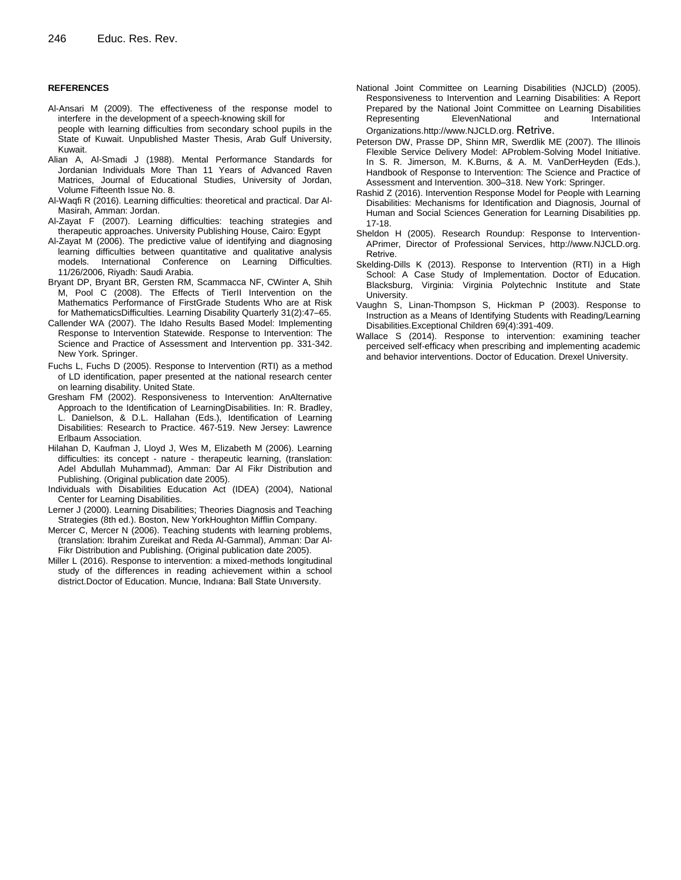## REFERENCES

Al-Ansari M (2009). The effectiveness of the response model to interfere in the development of a speech-knowing skill for people with learning difficulties from secondary school pupils in the State of Kuwait. Unpublished Master Thesis, Arab Gulf University, Kuwait.

Alian A, Al-Smadi J (1988). Mental Performance Standards for Jordanian Individuals More Than 11 Years of Advanced Raven Matrices, Journal of Educational Studies, University of Jordan, Volume Fifteenth Issue No. 8.

Al-Waqfi R (2016). Learning difficulties: theoretical and practical. Dar Al-Masirah, Amman: Jordan.

Al-Zayat F (2007). Learning difficulties: teaching strategies and therapeutic approaches. University Publishing House, Cairo: Egypt

Al-Zayat M (2006). The predictive value of identifying and diagnosing learning difficulties between quantitative and qualitative analysis models. International Conference on Learning Difficulties. 11/26/2006, Riyadh: Saudi Arabia.

Bryant DP, Bryant BR, Gersten RM, Scammacca NF, CWinter A, Shih M, Pool C (2008). The Effects of TierII Intervention on the Mathematics Performance of FirstGrade Students Who are at Risk for MathematicsDifficulties. Learning Disability Quarterly 31(2):47–65.

Callender WA (2007). The Idaho Results Based Model: Implementing Response to Intervention Statewide. Response to Intervention: The Science and Practice of Assessment and Intervention pp. 331-342. New York. Springer.

Fuchs L, Fuchs D (2005). Response to Intervention (RTI) as a method of LD identification, paper presented at the national research center on learning disability. United State.

Gresham FM (2002). Responsiveness to Intervention: AnAlternative Approach to the Identification of LearningDisabilities. In: R. Bradley, L. Danielson, & D.L. Hallahan (Eds.), Identification of Learning Disabilities: Research to Practice. 467-519. New Jersey: Lawrence Erlbaum Association.

Hilahan D, Kaufman J, Lloyd J, Wes M, Elizabeth M (2006). Learning difficulties: its concept - nature - therapeutic learning, (translation: Adel Abdullah Muhammad), Amman: Dar Al Fikr Distribution and Publishing. (Original publication date 2005).

Individuals with Disabilities Education Act (IDEA) (2004), National Center for Learning Disabilities.

Lerner J (2000). Learning Disabilities; Theories Diagnosis and Teaching Strategies (8th ed.). Boston, New YorkHoughton Mifflin Company.

Mercer C, Mercer N (2006). Teaching students with learning problems, (translation: Ibrahim Zureikat and Reda Al-Gammal), Amman: Dar Al-Fikr Distribution and Publishing. (Original publication date 2005).

Miller L (2016). Response to intervention: a mixed-methods longitudinal study of the differences in reading achievement within a school district.Doctor of Education. Muncıe, Indıana: Ball State Unıversıty.

National Joint Committee on Learning Disabilities (NJCLD) (2005). Responsiveness to Intervention and Learning Disabilities: A Report Prepared by the National Joint Committee on Learning Disabilities Representing ElevenNational and International Organizations.http://www.NJCLD.org. Retrive.

Peterson DW, Prasse DP, Shinn MR, Swerdlik ME (2007). The Illinois Flexible Service Delivery Model: AProblem-Solving Model Initiative. In S. R. Jimerson, M. K.Burns, & A. M. VanDerHeyden (Eds.), Handbook of Response to Intervention: The Science and Practice of Assessment and Intervention. 300–318. New York: Springer.

Rashid Z (2016). Intervention Response Model for People with Learning Disabilities: Mechanisms for Identification and Diagnosis, Journal of Human and Social Sciences Generation for Learning Disabilities pp. 17-18.

Sheldon H (2005). Research Roundup: Response to Intervention-APrimer, Director of Professional Services, http://www.NJCLD.org. Retrive.

Skelding-Dills K (2013). Response to Intervention (RTI) in a High School: A Case Study of Implementation. Doctor of Education. Blacksburg, Virginia: Virginia Polytechnic Institute and State University.

Vaughn S, Linan-Thompson S, Hickman P (2003). Response to Instruction as a Means of Identifying Students with Reading/Learning Disabilities.Exceptional Children 69(4):391-409.

Wallace S (2014). Response to intervention: examining teacher perceived self-efficacy when prescribing and implementing academic and behavior interventions. Doctor of Education. Drexel University.